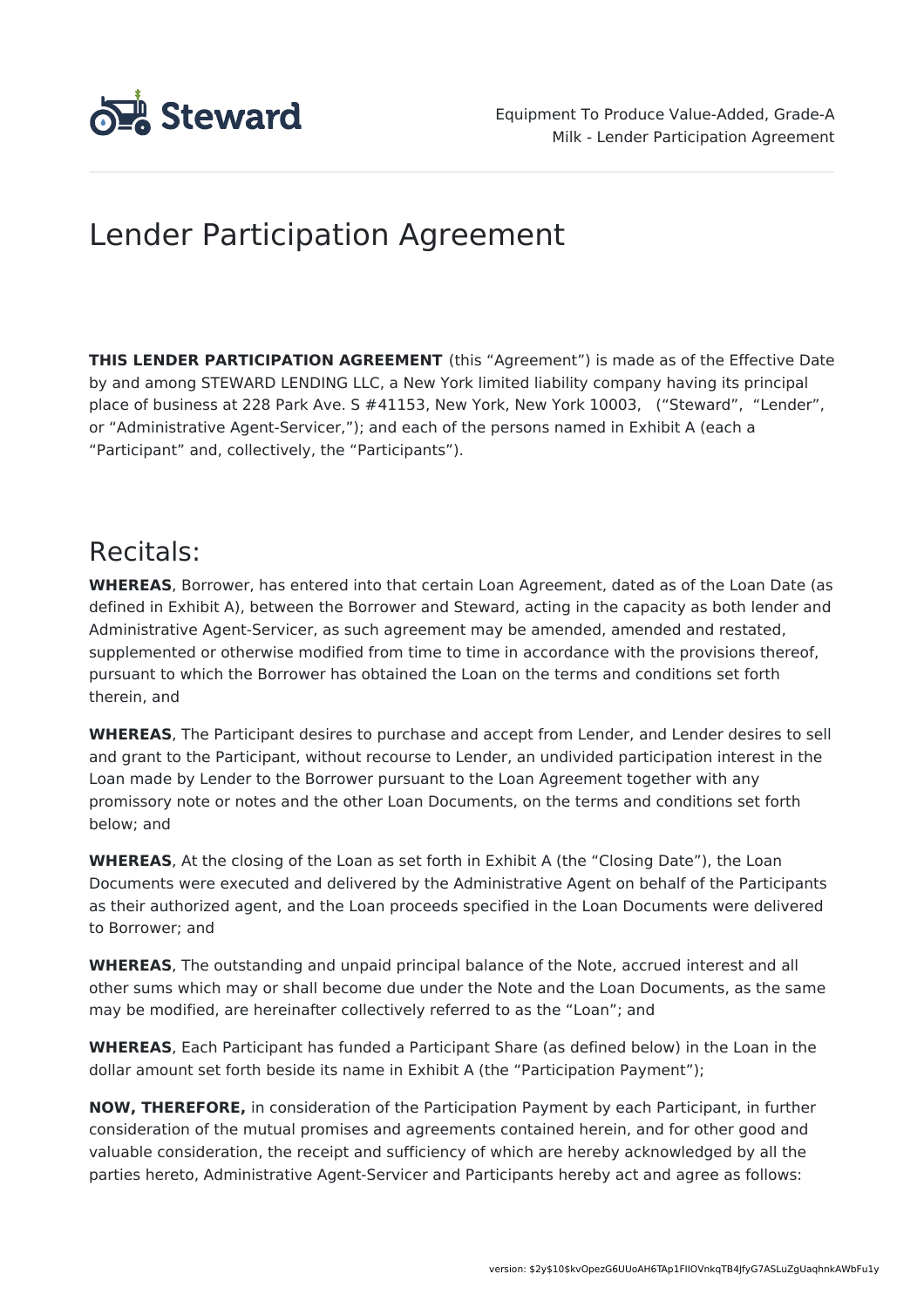# Lender Participation Agreement

**THIS LENDER PARTICIPATION AGREEMENT** (this "Agreement") is made as of the Effective Date by and among STEWARD LENDING LLC, a New York limited liability company having its principal place of business at 228 Park Ave. S #41153, New York, New York 10003, ("Steward", "Lender", or "Administrative Agent-Servicer,"); and each of the persons named in Exhibit A (each a "Participant" and, collectively, the "Participants").

## Recitals:

**WHEREAS**, Borrower, has entered into that certain Loan Agreement, dated as of the Loan Date (as defined in Exhibit A), between the Borrower and Steward, acting in the capacity as both lender and Administrative Agent-Servicer, as such agreement may be amended, amended and restated, supplemented or otherwise modified from time to time in accordance with the provisions thereof, pursuant to which the Borrower has obtained the Loan on the terms and conditions set forth therein, and

**WHEREAS**, The Participant desires to purchase and accept from Lender, and Lender desires to sell and grant to the Participant, without recourse to Lender, an undivided participation interest in the Loan made by Lender to the Borrower pursuant to the Loan Agreement together with any promissory note or notes and the other Loan Documents, on the terms and conditions set forth below; and

**WHEREAS**, At the closing of the Loan as set forth in Exhibit A (the "Closing Date"), the Loan Documents were executed and delivered by the Administrative Agent on behalf of the Participants as their authorized agent, and the Loan proceeds specified in the Loan Documents were delivered to Borrower; and

**WHEREAS**, The outstanding and unpaid principal balance of the Note, accrued interest and all other sums which may or shall become due under the Note and the Loan Documents, as the same may be modified, are hereinafter collectively referred to as the "Loan"; and

**WHEREAS**, Each Participant has funded a Participant Share (as defined below) in the Loan in the dollar amount set forth beside its name in Exhibit A (the "Participation Payment");

**NOW, THEREFORE,** in consideration of the Participation Payment by each Participant, in further consideration of the mutual promises and agreements contained herein, and for other good and valuable consideration, the receipt and sufficiency of which are hereby acknowledged by all the parties hereto, Administrative Agent-Servicer and Participants hereby act and agree as follows: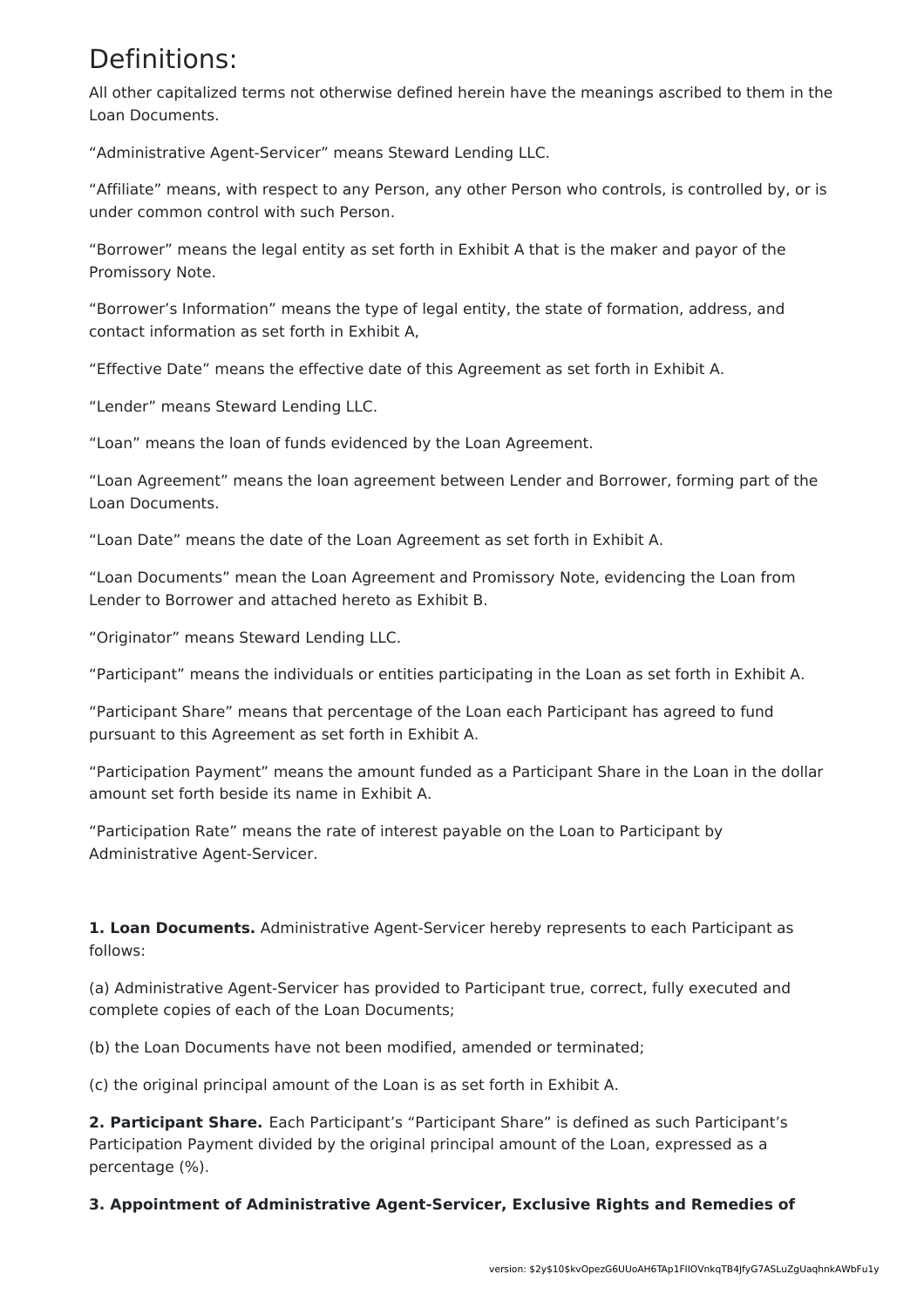# Definitions:

All other capitalized terms not otherwise defined herein have the meanings ascribed to them in the Loan Documents.

"Administrative Agent-Servicer" means Steward Lending LLC.

"Affiliate" means, with respect to any Person, any other Person who controls, is controlled by, or is under common control with such Person.

"Borrower" means the legal entity as set forth in Exhibit A that is the maker and payor of the Promissory Note.

"Borrower's Information" means the type of legal entity, the state of formation, address, and contact information as set forth in Exhibit A,

"Effective Date" means the effective date of this Agreement as set forth in Exhibit A.

"Lender" means Steward Lending LLC.

"Loan" means the loan of funds evidenced by the Loan Agreement.

"Loan Agreement" means the loan agreement between Lender and Borrower, forming part of the Loan Documents.

"Loan Date" means the date of the Loan Agreement as set forth in Exhibit A.

"Loan Documents" mean the Loan Agreement and Promissory Note, evidencing the Loan from Lender to Borrower and attached hereto as Exhibit B.

"Originator" means Steward Lending LLC.

"Participant" means the individuals or entities participating in the Loan as set forth in Exhibit A.

"Participant Share" means that percentage of the Loan each Participant has agreed to fund pursuant to this Agreement as set forth in Exhibit A.

"Participation Payment" means the amount funded as a Participant Share in the Loan in the dollar amount set forth beside its name in Exhibit A.

"Participation Rate" means the rate of interest payable on the Loan to Participant by Administrative Agent-Servicer.

**1. Loan Documents.** Administrative Agent-Servicer hereby represents to each Participant as follows:

(a) Administrative Agent-Servicer has provided to Participant true, correct, fully executed and complete copies of each of the Loan Documents;

(b) the Loan Documents have not been modified, amended or terminated;

(c) the original principal amount of the Loan is as set forth in Exhibit A.

**2. Participant Share.** Each Participant's "Participant Share" is defined as such Participant's Participation Payment divided by the original principal amount of the Loan, expressed as a percentage (%).

**3. Appointment of Administrative Agent-Servicer, Exclusive Rights and Remedies of**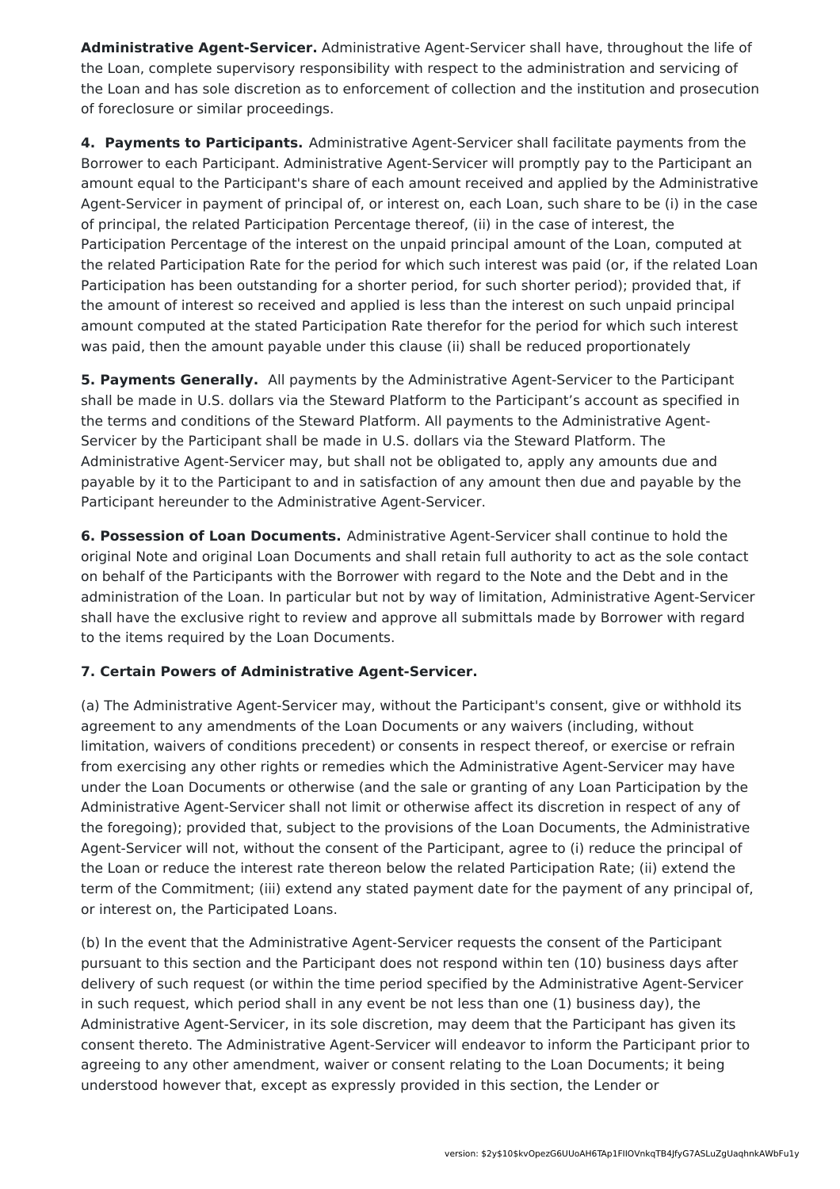**Administrative Agent-Servicer.** Administrative Agent-Servicer shall have, throughout the life of the Loan, complete supervisory responsibility with respect to the administration and servicing of the Loan and has sole discretion as to enforcement of collection and the institution and prosecution of foreclosure or similar proceedings.

**4. Payments to Participants.** Administrative Agent-Servicer shall facilitate payments from the Borrower to each Participant. Administrative Agent-Servicer will promptly pay to the Participant an amount equal to the Participant's share of each amount received and applied by the Administrative Agent-Servicer in payment of principal of, or interest on, each Loan, such share to be (i) in the case of principal, the related Participation Percentage thereof, (ii) in the case of interest, the Participation Percentage of the interest on the unpaid principal amount of the Loan, computed at the related Participation Rate for the period for which such interest was paid (or, if the related Loan Participation has been outstanding for a shorter period, for such shorter period); provided that, if the amount of interest so received and applied is less than the interest on such unpaid principal amount computed at the stated Participation Rate therefor for the period for which such interest was paid, then the amount payable under this clause (ii) shall be reduced proportionately

**5. Payments Generally.** All payments by the Administrative Agent-Servicer to the Participant shall be made in U.S. dollars via the Steward Platform to the Participant's account as specified in the terms and conditions of the Steward Platform. All payments to the Administrative Agent-Servicer by the Participant shall be made in U.S. dollars via the Steward Platform. The Administrative Agent-Servicer may, but shall not be obligated to, apply any amounts due and payable by it to the Participant to and in satisfaction of any amount then due and payable by the Participant hereunder to the Administrative Agent-Servicer.

**6. Possession of Loan Documents.** Administrative Agent-Servicer shall continue to hold the original Note and original Loan Documents and shall retain full authority to act as the sole contact on behalf of the Participants with the Borrower with regard to the Note and the Debt and in the administration of the Loan. In particular but not by way of limitation, Administrative Agent-Servicer shall have the exclusive right to review and approve all submittals made by Borrower with regard to the items required by the Loan Documents.

**7. Certain Powers of Administrative Agent-Servicer.**

(a) The Administrative Agent-Servicer may, without the Participant's consent, give or withhold its agreement to any amendments of the Loan Documents or any waivers (including, without limitation, waivers of conditions precedent) or consents in respect thereof, or exercise or refrain from exercising any other rights or remedies which the Administrative Agent-Servicer may have under the Loan Documents or otherwise (and the sale or granting of any Loan Participation by the Administrative Agent-Servicer shall not limit or otherwise affect its discretion in respect of any of the foregoing); provided that, subject to the provisions of the Loan Documents, the Administrative Agent-Servicer will not, without the consent of the Participant, agree to (i) reduce the principal of the Loan or reduce the interest rate thereon below the related Participation Rate; (ii) extend the term of the Commitment; (iii) extend any stated payment date for the payment of any principal of, or interest on, the Participated Loans.

(b) In the event that the Administrative Agent-Servicer requests the consent of the Participant pursuant to this section and the Participant does not respond within ten (10) business days after delivery of such request (or within the time period specified by the Administrative Agent-Servicer in such request, which period shall in any event be not less than one (1) business day), the Administrative Agent-Servicer, in its sole discretion, may deem that the Participant has given its consent thereto. The Administrative Agent-Servicer will endeavor to inform the Participant prior to agreeing to any other amendment, waiver or consent relating to the Loan Documents; it being understood however that, except as expressly provided in this section, the Lender or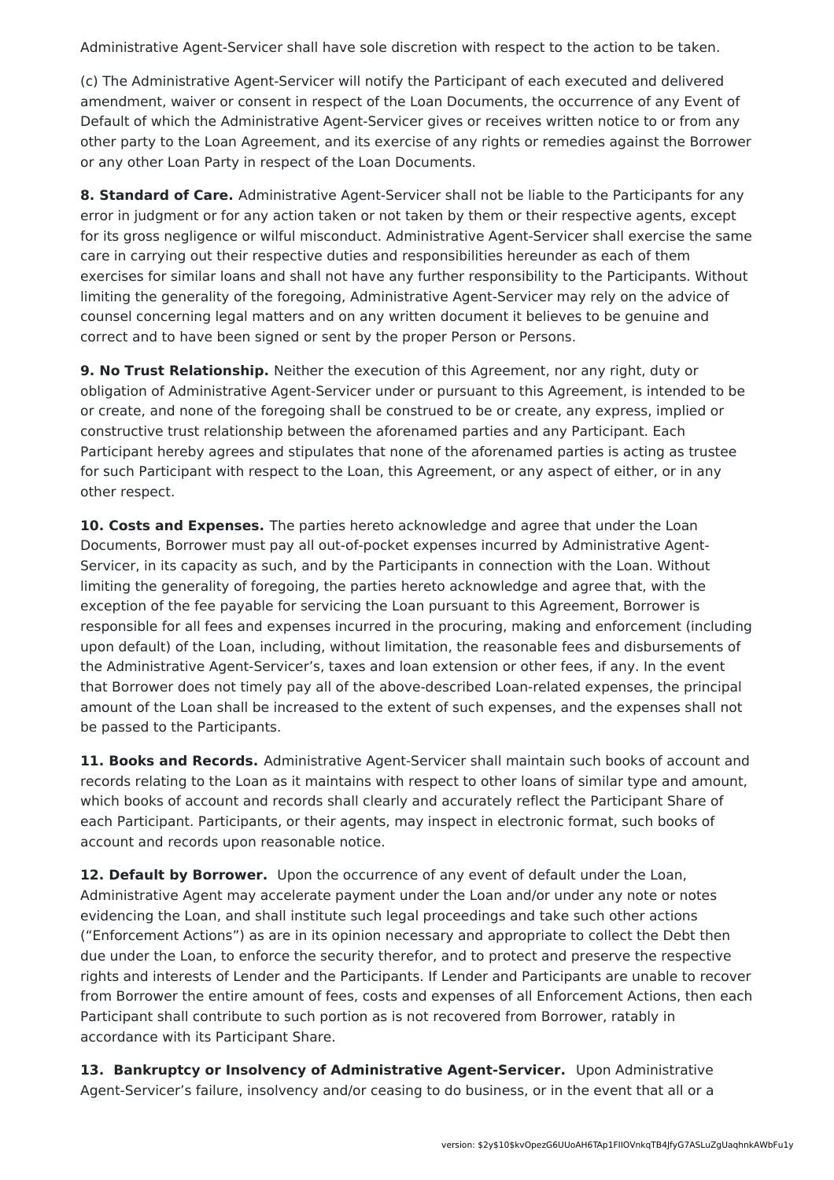Administrative Agent-Servicer shall have sole discretion with respect to the action to be taken.

(c) The Administrative Agent-Servicer will notify the Participant of each executed and delivered amendment, waiver or consent in respect of the Loan Documents, the occurrence of any Event of Default of which the Administrative Agent-Servicer gives or receives written notice to or from any other party to the Loan Agreement, and its exercise of any rights or remedies against the Borrower or any other Loan Party in respect of the Loan Documents.

**8. Standard of Care.** Administrative Agent-Servicer shall not be liable to the Participants for any error in judgment or for any action taken or not taken by them or their respective agents, except for its gross negligence or wilful misconduct. Administrative Agent-Servicer shall exercise the same care in carrying out their respective duties and responsibilities hereunder as each of them exercises for similar loans and shall not have any further responsibility to the Participants. Without limiting the generality of the foregoing, Administrative Agent-Servicer may rely on the advice of counsel concerning legal matters and on any written document it believes to be genuine and correct and to have been signed or sent by the proper Person or Persons.

**9. No Trust Relationship.** Neither the execution of this Agreement, nor any right, duty or obligation of Administrative Agent-Servicer under or pursuant to this Agreement, is intended to be or create, and none of the foregoing shall be construed to be or create, any express, implied or constructive trust relationship between the aforenamed parties and any Participant. Each Participant hereby agrees and stipulates that none of the aforenamed parties is acting as trustee for such Participant with respect to the Loan, this Agreement, or any aspect of either, or in any other respect.

**10. Costs and Expenses.** The parties hereto acknowledge and agree that under the Loan Documents, Borrower must pay all out-of-pocket expenses incurred by Administrative Agent-Servicer, in its capacity as such, and by the Participants in connection with the Loan. Without limiting the generality of foregoing, the parties hereto acknowledge and agree that, with the exception of the fee payable for servicing the Loan pursuant to this Agreement, Borrower is responsible for all fees and expenses incurred in the procuring, making and enforcement (including upon default) of the Loan, including, without limitation, the reasonable fees and disbursements of the Administrative Agent-Servicer's, taxes and loan extension or other fees, if any. In the event that Borrower does not timely pay all of the above-described Loan-related expenses, the principal amount of the Loan shall be increased to the extent of such expenses, and the expenses shall not be passed to the Participants.

**11. Books and Records.** Administrative Agent-Servicer shall maintain such books of account and records relating to the Loan as it maintains with respect to other loans of similar type and amount, which books of account and records shall clearly and accurately reflect the Participant Share of each Participant. Participants, or their agents, may inspect in electronic format, such books of account and records upon reasonable notice.

**12. Default by Borrower.** Upon the occurrence of any event of default under the Loan, Administrative Agent may accelerate payment under the Loan and/or under any note or notes evidencing the Loan, and shall institute such legal proceedings and take such other actions ("Enforcement Actions") as are in its opinion necessary and appropriate to collect the Debt then due under the Loan, to enforce the security therefor, and to protect and preserve the respective rights and interests of Lender and the Participants. If Lender and Participants are unable to recover from Borrower the entire amount of fees, costs and expenses of all Enforcement Actions, then each Participant shall contribute to such portion as is not recovered from Borrower, ratably in accordance with its Participant Share.

**13. Bankruptcy or Insolvency of Administrative Agent-Servicer.** Upon Administrative Agent-Servicer's failure, insolvency and/or ceasing to do business, or in the event that all or a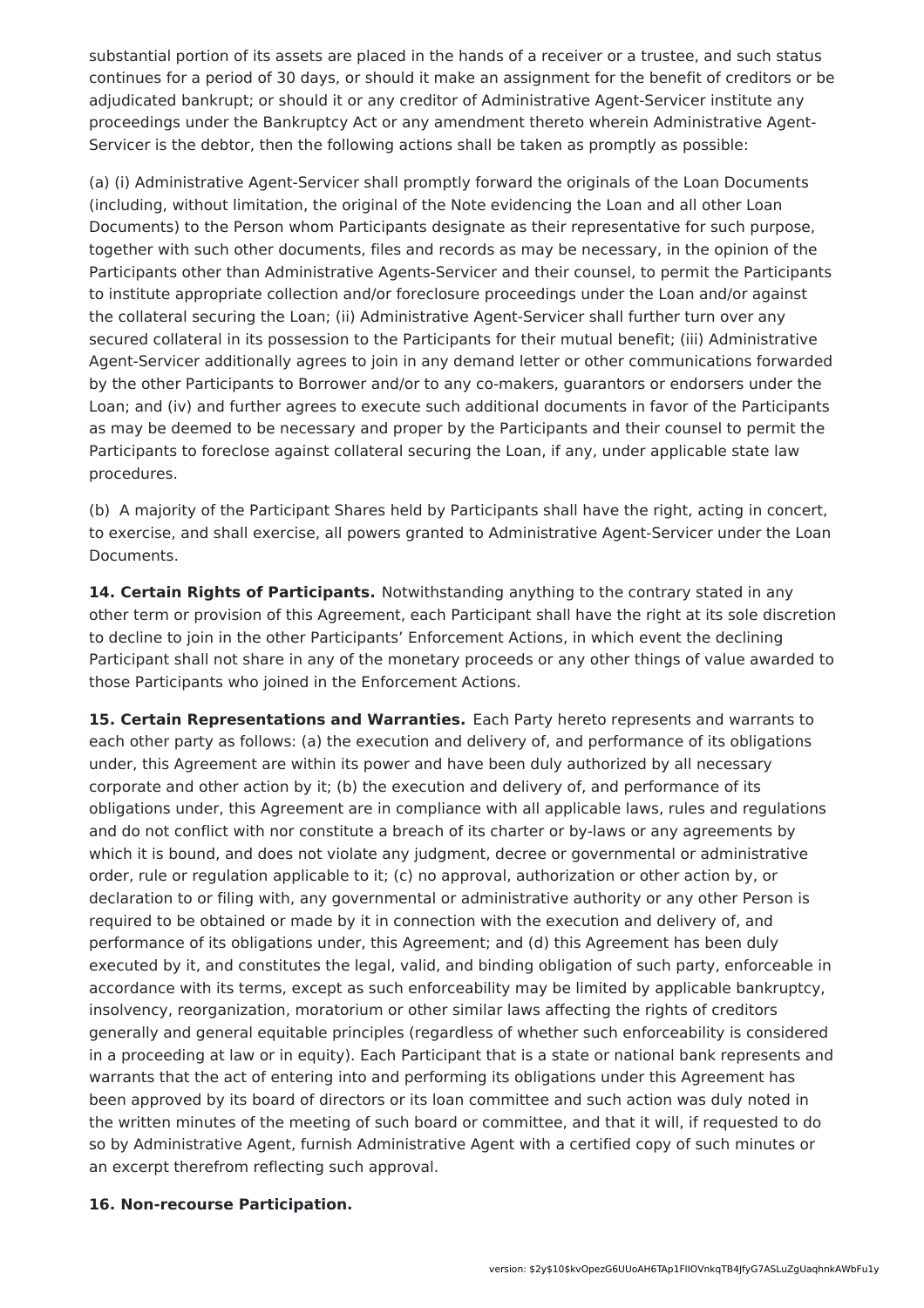substantial portion of its assets are placed in the hands of a receiver or a trustee, and such status continues for a period of 30 days, or should it make an assignment for the benefit of creditors or be adjudicated bankrupt; or should it or any creditor of Administrative Agent-Servicer institute any proceedings under the Bankruptcy Act or any amendment thereto wherein Administrative Agent-Servicer is the debtor, then the following actions shall be taken as promptly as possible:

(a) (i) Administrative Agent-Servicer shall promptly forward the originals of the Loan Documents (including, without limitation, the original of the Note evidencing the Loan and all other Loan Documents) to the Person whom Participants designate as their representative for such purpose, together with such other documents, files and records as may be necessary, in the opinion of the Participants other than Administrative Agents-Servicer and their counsel, to permit the Participants to institute appropriate collection and/or foreclosure proceedings under the Loan and/or against the collateral securing the Loan; (ii) Administrative Agent-Servicer shall further turn over any secured collateral in its possession to the Participants for their mutual benefit; (iii) Administrative Agent-Servicer additionally agrees to join in any demand letter or other communications forwarded by the other Participants to Borrower and/or to any co-makers, guarantors or endorsers under the Loan; and (iv) and further agrees to execute such additional documents in favor of the Participants as may be deemed to be necessary and proper by the Participants and their counsel to permit the Participants to foreclose against collateral securing the Loan, if any, under applicable state law procedures.

(b) A majority of the Participant Shares held by Participants shall have the right, acting in concert, to exercise, and shall exercise, all powers granted to Administrative Agent-Servicer under the Loan Documents.

**14. Certain Rights of Participants.** Notwithstanding anything to the contrary stated in any other term or provision of this Agreement, each Participant shall have the right at its sole discretion to decline to join in the other Participants' Enforcement Actions, in which event the declining Participant shall not share in any of the monetary proceeds or any other things of value awarded to those Participants who joined in the Enforcement Actions.

**15. Certain Representations and Warranties.** Each Party hereto represents and warrants to each other party as follows: (a) the execution and delivery of, and performance of its obligations under, this Agreement are within its power and have been duly authorized by all necessary corporate and other action by it; (b) the execution and delivery of, and performance of its obligations under, this Agreement are in compliance with all applicable laws, rules and regulations and do not conflict with nor constitute a breach of its charter or by-laws or any agreements by which it is bound, and does not violate any judgment, decree or governmental or administrative order, rule or regulation applicable to it; (c) no approval, authorization or other action by, or declaration to or filing with, any governmental or administrative authority or any other Person is required to be obtained or made by it in connection with the execution and delivery of, and performance of its obligations under, this Agreement; and (d) this Agreement has been duly executed by it, and constitutes the legal, valid, and binding obligation of such party, enforceable in accordance with its terms, except as such enforceability may be limited by applicable bankruptcy, insolvency, reorganization, moratorium or other similar laws affecting the rights of creditors generally and general equitable principles (regardless of whether such enforceability is considered in a proceeding at law or in equity). Each Participant that is a state or national bank represents and warrants that the act of entering into and performing its obligations under this Agreement has been approved by its board of directors or its loan committee and such action was duly noted in the written minutes of the meeting of such board or committee, and that it will, if requested to do so by Administrative Agent, furnish Administrative Agent with a certified copy of such minutes or an excerpt therefrom reflecting such approval.

**16. Non-recourse Participation.**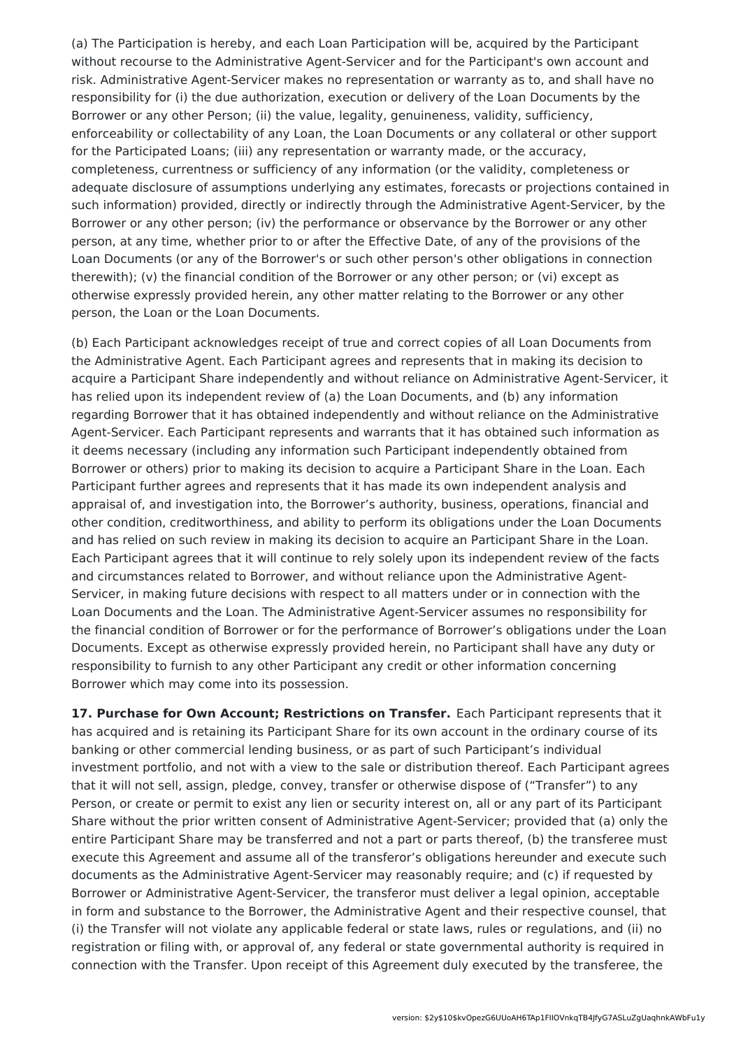(a) The Participation is hereby, and each Loan Participation will be, acquired by the Participant without recourse to the Administrative Agent-Servicer and for the Participant's own account and risk. Administrative Agent-Servicer makes no representation or warranty as to, and shall have no responsibility for (i) the due authorization, execution or delivery of the Loan Documents by the Borrower or any other Person; (ii) the value, legality, genuineness, validity, sufficiency, enforceability or collectability of any Loan, the Loan Documents or any collateral or other support for the Participated Loans; (iii) any representation or warranty made, or the accuracy, completeness, currentness or sufficiency of any information (or the validity, completeness or adequate disclosure of assumptions underlying any estimates, forecasts or projections contained in such information) provided, directly or indirectly through the Administrative Agent-Servicer, by the Borrower or any other person; (iv) the performance or observance by the Borrower or any other person, at any time, whether prior to or after the Effective Date, of any of the provisions of the Loan Documents (or any of the Borrower's or such other person's other obligations in connection therewith); (v) the financial condition of the Borrower or any other person; or (vi) except as otherwise expressly provided herein, any other matter relating to the Borrower or any other person, the Loan or the Loan Documents.

(b) Each Participant acknowledges receipt of true and correct copies of all Loan Documents from the Administrative Agent. Each Participant agrees and represents that in making its decision to acquire a Participant Share independently and without reliance on Administrative Agent-Servicer, it has relied upon its independent review of (a) the Loan Documents, and (b) any information regarding Borrower that it has obtained independently and without reliance on the Administrative Agent-Servicer. Each Participant represents and warrants that it has obtained such information as it deems necessary (including any information such Participant independently obtained from Borrower or others) prior to making its decision to acquire a Participant Share in the Loan. Each Participant further agrees and represents that it has made its own independent analysis and appraisal of, and investigation into, the Borrower's authority, business, operations, financial and other condition, creditworthiness, and ability to perform its obligations under the Loan Documents and has relied on such review in making its decision to acquire an Participant Share in the Loan. Each Participant agrees that it will continue to rely solely upon its independent review of the facts and circumstances related to Borrower, and without reliance upon the Administrative Agent-Servicer, in making future decisions with respect to all matters under or in connection with the Loan Documents and the Loan. The Administrative Agent-Servicer assumes no responsibility for the financial condition of Borrower or for the performance of Borrower's obligations under the Loan Documents. Except as otherwise expressly provided herein, no Participant shall have any duty or responsibility to furnish to any other Participant any credit or other information concerning Borrower which may come into its possession.

**17. Purchase for Own Account; Restrictions on Transfer.** Each Participant represents that it has acquired and is retaining its Participant Share for its own account in the ordinary course of its banking or other commercial lending business, or as part of such Participant's individual investment portfolio, and not with a view to the sale or distribution thereof. Each Participant agrees that it will not sell, assign, pledge, convey, transfer or otherwise dispose of ("Transfer") to any Person, or create or permit to exist any lien or security interest on, all or any part of its Participant Share without the prior written consent of Administrative Agent-Servicer; provided that (a) only the entire Participant Share may be transferred and not a part or parts thereof, (b) the transferee must execute this Agreement and assume all of the transferor's obligations hereunder and execute such documents as the Administrative Agent-Servicer may reasonably require; and (c) if requested by Borrower or Administrative Agent-Servicer, the transferor must deliver a legal opinion, acceptable in form and substance to the Borrower, the Administrative Agent and their respective counsel, that (i) the Transfer will not violate any applicable federal or state laws, rules or regulations, and (ii) no registration or filing with, or approval of, any federal or state governmental authority is required in connection with the Transfer. Upon receipt of this Agreement duly executed by the transferee, the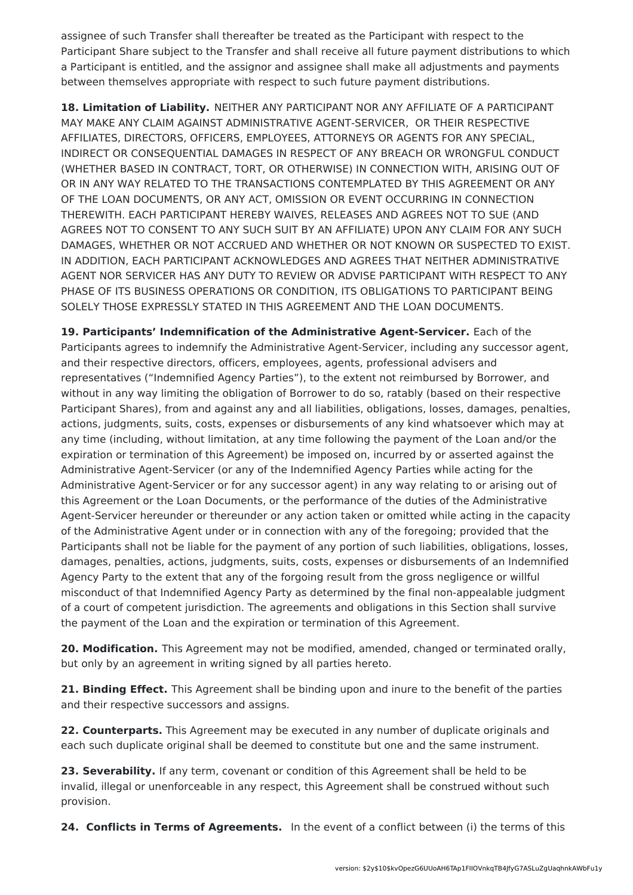assignee of such Transfer shall thereafter be treated as the Participant with respect to the Participant Share subject to the Transfer and shall receive all future payment distributions to which a Participant is entitled, and the assignor and assignee shall make all adjustments and payments between themselves appropriate with respect to such future payment distributions.

**18. Limitation of Liability.** NEITHER ANY PARTICIPANT NOR ANY AFFILIATE OF A PARTICIPANT MAY MAKE ANY CLAIM AGAINST ADMINISTRATIVE AGENT-SERVICER, OR THEIR RESPECTIVE AFFILIATES, DIRECTORS, OFFICERS, EMPLOYEES, ATTORNEYS OR AGENTS FOR ANY SPECIAL, INDIRECT OR CONSEQUENTIAL DAMAGES IN RESPECT OF ANY BREACH OR WRONGFUL CONDUCT (WHETHER BASED IN CONTRACT, TORT, OR OTHERWISE) IN CONNECTION WITH, ARISING OUT OF OR IN ANY WAY RELATED TO THE TRANSACTIONS CONTEMPLATED BY THIS AGREEMENT OR ANY OF THE LOAN DOCUMENTS, OR ANY ACT, OMISSION OR EVENT OCCURRING IN CONNECTION THEREWITH. EACH PARTICIPANT HEREBY WAIVES, RELEASES AND AGREES NOT TO SUE (AND AGREES NOT TO CONSENT TO ANY SUCH SUIT BY AN AFFILIATE) UPON ANY CLAIM FOR ANY SUCH DAMAGES, WHETHER OR NOT ACCRUED AND WHETHER OR NOT KNOWN OR SUSPECTED TO EXIST. IN ADDITION, EACH PARTICIPANT ACKNOWLEDGES AND AGREES THAT NEITHER ADMINISTRATIVE AGENT NOR SERVICER HAS ANY DUTY TO REVIEW OR ADVISE PARTICIPANT WITH RESPECT TO ANY PHASE OF ITS BUSINESS OPERATIONS OR CONDITION, ITS OBLIGATIONS TO PARTICIPANT BEING SOLELY THOSE EXPRESSLY STATED IN THIS AGREEMENT AND THE LOAN DOCUMENTS.

**19. Participants' Indemnification of the Administrative Agent-Servicer.** Each of the Participants agrees to indemnify the Administrative Agent-Servicer, including any successor agent, and their respective directors, officers, employees, agents, professional advisers and representatives ("Indemnified Agency Parties"), to the extent not reimbursed by Borrower, and without in any way limiting the obligation of Borrower to do so, ratably (based on their respective Participant Shares), from and against any and all liabilities, obligations, losses, damages, penalties, actions, judgments, suits, costs, expenses or disbursements of any kind whatsoever which may at any time (including, without limitation, at any time following the payment of the Loan and/or the expiration or termination of this Agreement) be imposed on, incurred by or asserted against the Administrative Agent-Servicer (or any of the Indemnified Agency Parties while acting for the Administrative Agent-Servicer or for any successor agent) in any way relating to or arising out of this Agreement or the Loan Documents, or the performance of the duties of the Administrative Agent-Servicer hereunder or thereunder or any action taken or omitted while acting in the capacity of the Administrative Agent under or in connection with any of the foregoing; provided that the Participants shall not be liable for the payment of any portion of such liabilities, obligations, losses, damages, penalties, actions, judgments, suits, costs, expenses or disbursements of an Indemnified Agency Party to the extent that any of the forgoing result from the gross negligence or willful misconduct of that Indemnified Agency Party as determined by the final non-appealable judgment of a court of competent jurisdiction. The agreements and obligations in this Section shall survive the payment of the Loan and the expiration or termination of this Agreement.

**20. Modification.** This Agreement may not be modified, amended, changed or terminated orally, but only by an agreement in writing signed by all parties hereto.

**21. Binding Effect.** This Agreement shall be binding upon and inure to the benefit of the parties and their respective successors and assigns.

**22. Counterparts.** This Agreement may be executed in any number of duplicate originals and each such duplicate original shall be deemed to constitute but one and the same instrument.

**23. Severability.** If any term, covenant or condition of this Agreement shall be held to be invalid, illegal or unenforceable in any respect, this Agreement shall be construed without such provision.

**24. Conflicts in Terms of Agreements.** In the event of a conflict between (i) the terms of this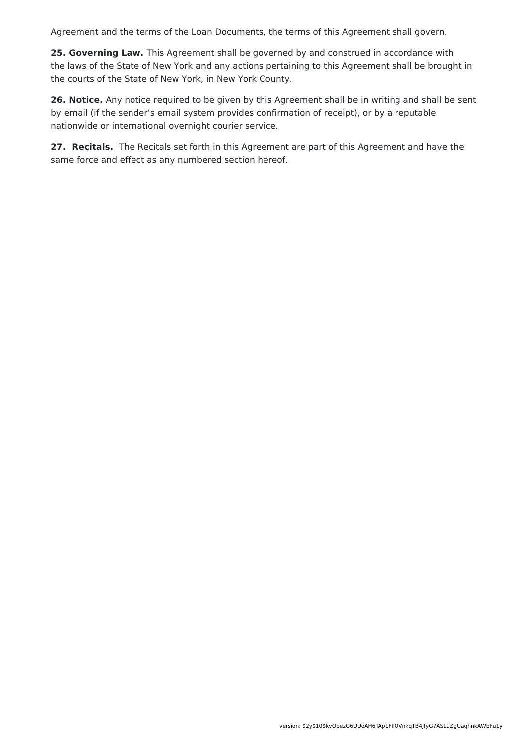Agreement and the terms of the Loan Documents, the terms of this Agreement shall govern.

**25. Governing Law.** This Agreement shall be governed by and construed in accordance with the laws of the State of New York and any actions pertaining to this Agreement shall be brought in the courts of the State of New York, in New York County.

**26. Notice.** Any notice required to be given by this Agreement shall be in writing and shall be sent by email (if the sender's email system provides confirmation of receipt), or by a reputable nationwide or international overnight courier service.

**27. Recitals.** The Recitals set forth in this Agreement are part of this Agreement and have the same force and effect as any numbered section hereof.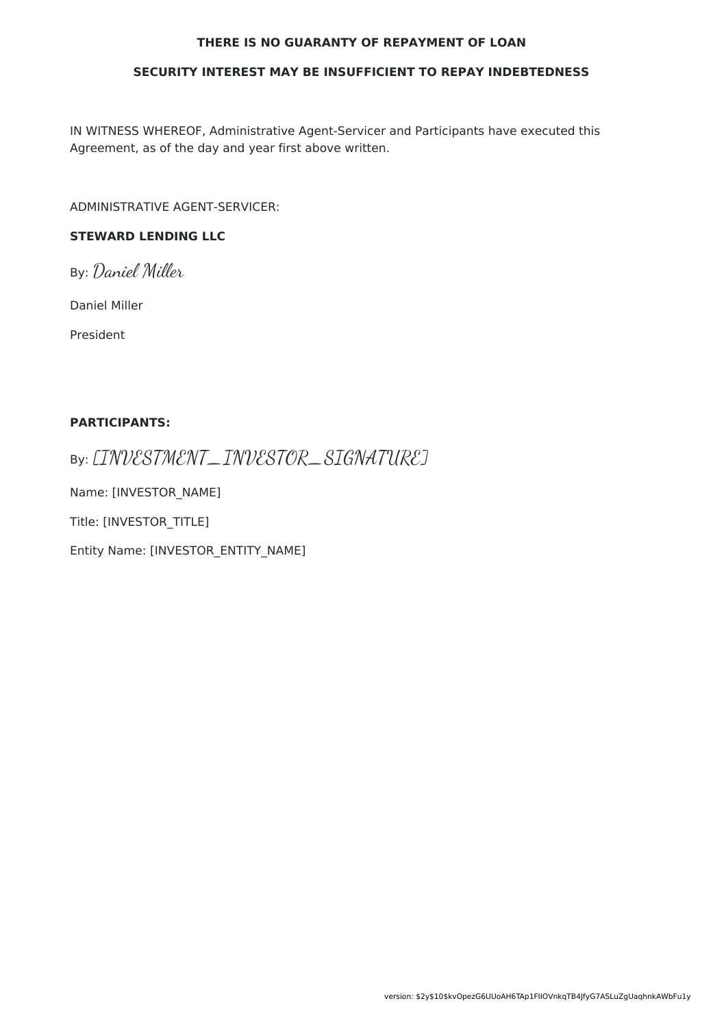**THERE IS NO GUARANTY OF REPAYMENT OF LOAN**

**SECURITY INTEREST MAY BE INSUFFICIENT TO REPAY INDEBTEDNESS**

IN WITNESS WHEREOF, Administrative Agent-Servicer and Participants have executed this Agreement, as of the day and year first above written.

ADMINISTRATIVE AGENT-SERVICER:

**STEWARD LENDING LLC**

By: *Daniel Miller*

Daniel Miller

President

**PARTICIPANTS:**

By: [INVESTMENT_INVESTOR_SIGNATURE]

Name: [INVESTOR_NAME]

Title: [INVESTOR_TITLE]

Entity Name: [INVESTOR_ENTITY_NAME]

version: $2y$10$kvOpezG6UUoAH6TAp1FIIOVnkqTB4JfyG7ASLuZgUaqhnkAWbFu1y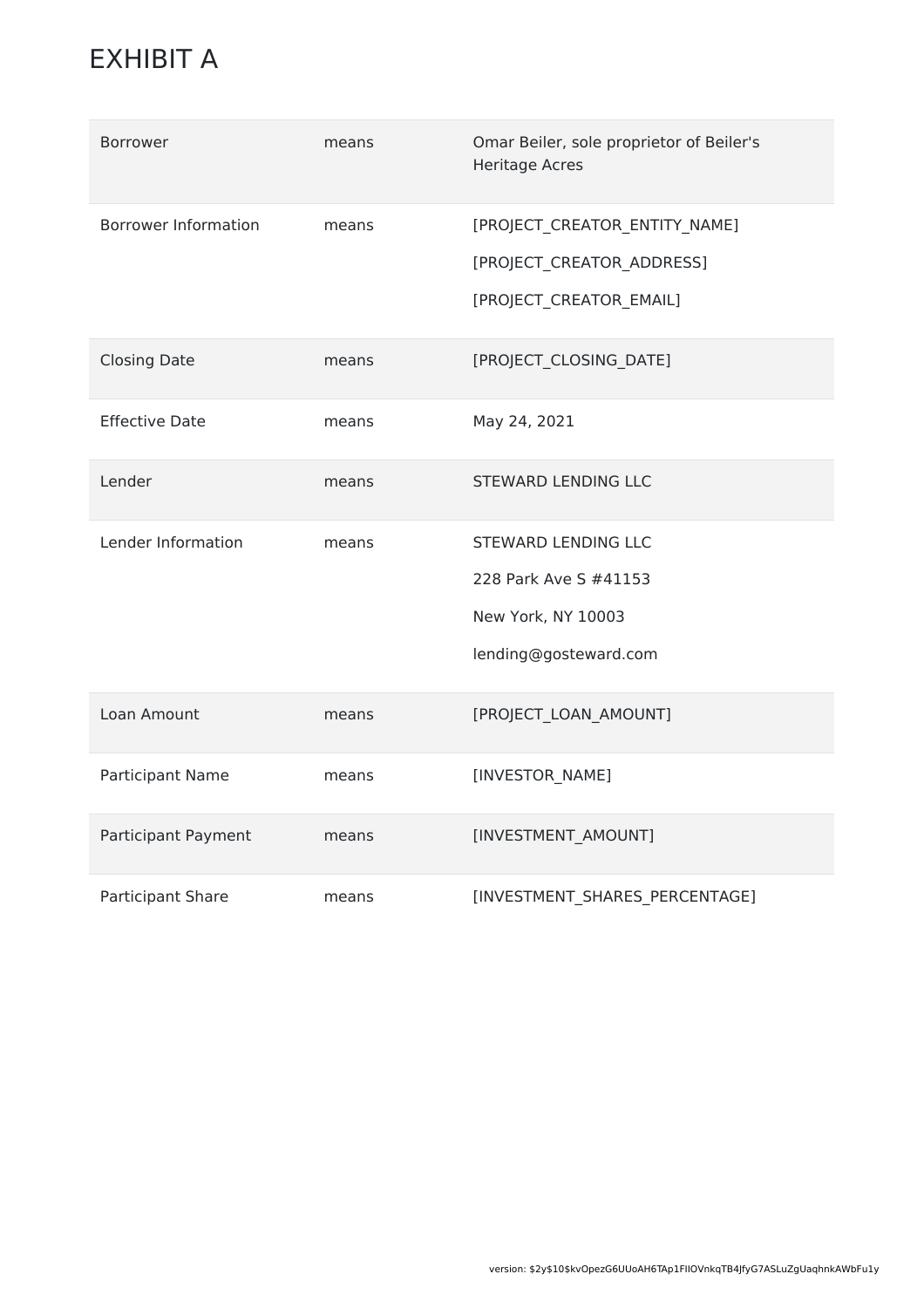# EXHIBIT A

| | | |
|---|---|---|
| Borrower | means | Omar Beiler, sole proprietor of Beiler's Heritage Acres |
| Borrower Information | means | [PROJECT_CREATOR_ENTITY_NAME]<br>[PROJECT_CREATOR_ADDRESS]<br>[PROJECT_CREATOR_EMAIL] |
| Closing Date | means | [PROJECT_CLOSING_DATE] |
| Effective Date | means | May 24, 2021 |
| Lender | means | STEWARD LENDING LLC |
| Lender Information | means | STEWARD LENDING LLC<br>228 Park Ave S #41153<br>New York, NY 10003<br>lending@gosteward.com |
| Loan Amount | means | [PROJECT_LOAN_AMOUNT] |
| Participant Name | means | [INVESTOR_NAME] |
| Participant Payment | means | [INVESTMENT_AMOUNT] |
| Participant Share | means | [INVESTMENT_SHARES_PERCENTAGE] |

version: $2y$10$kvOpezG6UUoAH6TAp1FIIOVnkqTB4JfyG7ASLuZgUaqhnkAWbFu1y